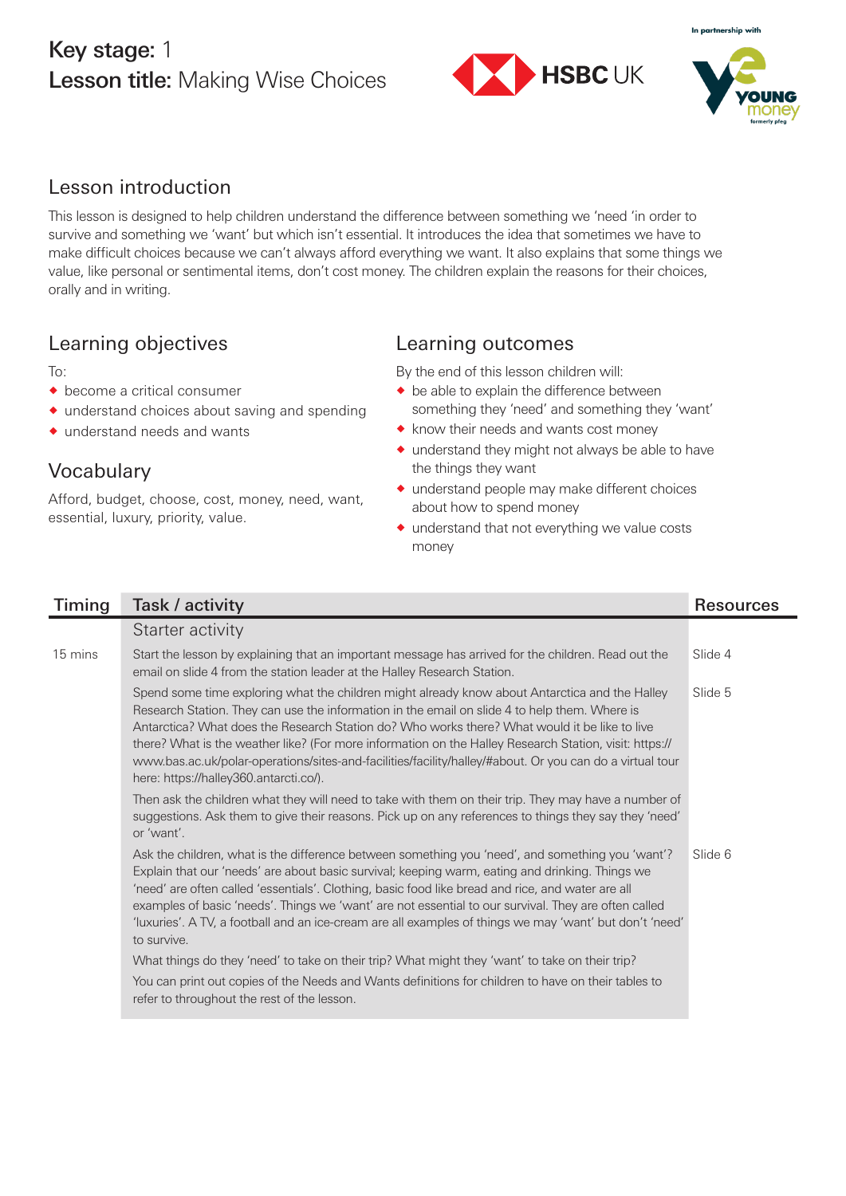**Key stage:** 1
**Lesson title:** Making Wise Choices

In partnership with YOUNG money (formerly pfeg)

## Lesson introduction

This lesson is designed to help children understand the difference between something we 'need 'in order to survive and something we 'want' but which isn't essential. It introduces the idea that sometimes we have to make difficult choices because we can't always afford everything we want. It also explains that some things we value, like personal or sentimental items, don't cost money. The children explain the reasons for their choices, orally and in writing.

## Learning objectives

To:
- become a critical consumer
- understand choices about saving and spending
- understand needs and wants

## Vocabulary

Afford, budget, choose, cost, money, need, want, essential, luxury, priority, value.

## Learning outcomes

By the end of this lesson children will:
- be able to explain the difference between something they 'need' and something they 'want'
- know their needs and wants cost money
- understand they might not always be able to have the things they want
- understand people may make different choices about how to spend money
- understand that not everything we value costs money

| Timing | Task / activity | Resources |
|---|---|---|
| | **Starter activity** | |
| 15 mins | Start the lesson by explaining that an important message has arrived for the children. Read out the email on slide 4 from the station leader at the Halley Research Station. | Slide 4 |
| | Spend some time exploring what the children might already know about Antarctica and the Halley Research Station. They can use the information in the email on slide 4 to help them. Where is Antarctica? What does the Research Station do? Who works there? What would it be like to live there? What is the weather like? (For more information on the Halley Research Station, visit: https://www.bas.ac.uk/polar-operations/sites-and-facilities/facility/halley/#about. Or you can do a virtual tour here: https://halley360.antarcti.co/). | Slide 5 |
| | Then ask the children what they will need to take with them on their trip. They may have a number of suggestions. Ask them to give their reasons. Pick up on any references to things they say they 'need' or 'want'. | |
| | Ask the children, what is the difference between something you 'need', and something you 'want'? Explain that our 'needs' are about basic survival; keeping warm, eating and drinking. Things we 'need' are often called 'essentials'. Clothing, basic food like bread and rice, and water are all examples of basic 'needs'. Things we 'want' are not essential to our survival. They are often called 'luxuries'. A TV, a football and an ice-cream are all examples of things we may 'want' but don't 'need' to survive. | Slide 6 |
| | What things do they 'need' to take on their trip? What might they 'want' to take on their trip? | |
| | You can print out copies of the Needs and Wants definitions for children to have on their tables to refer to throughout the rest of the lesson. | |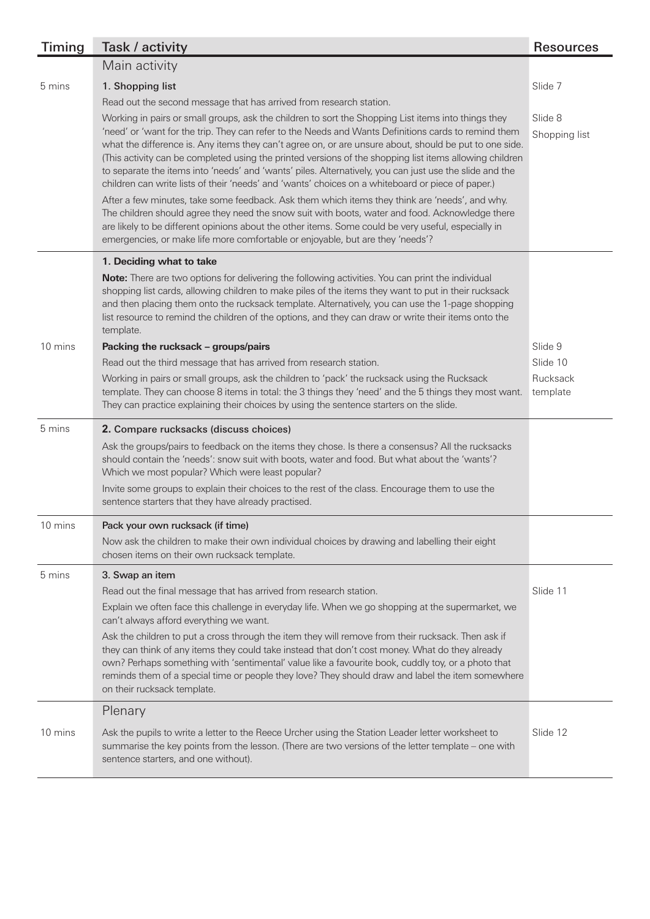| Timing | Task / activity | Resources |
|---|---|---|
| | Main activity | |
| 5 mins | **1. Shopping list** | Slide 7 |
| | Read out the second message that has arrived from research station. | |
| | Working in pairs or small groups, ask the children to sort the Shopping List items into things they 'need' or 'want for the trip. They can refer to the Needs and Wants Definitions cards to remind them what the difference is. Any items they can't agree on, or are unsure about, should be put to one side. (This activity can be completed using the printed versions of the shopping list items allowing children to separate the items into 'needs' and 'wants' piles. Alternatively, you can just use the slide and the children can write lists of their 'needs' and 'wants' choices on a whiteboard or piece of paper.) | Slide 8<br>Shopping list |
| | After a few minutes, take some feedback. Ask them which items they think are 'needs', and why. The children should agree they need the snow suit with boots, water and food. Acknowledge there are likely to be different opinions about the other items. Some could be very useful, especially in emergencies, or make life more comfortable or enjoyable, but are they 'needs'? | |
| | **1. Deciding what to take** | |
| | **Note:** There are two options for delivering the following activities. You can print the individual shopping list cards, allowing children to make piles of the items they want to put in their rucksack and then placing them onto the rucksack template. Alternatively, you can use the 1-page shopping list resource to remind the children of the options, and they can draw or write their items onto the template. | |
| 10 mins | **Packing the rucksack – groups/pairs** | Slide 9 |
| | Read out the third message that has arrived from research station. | Slide 10 |
| | Working in pairs or small groups, ask the children to 'pack' the rucksack using the Rucksack template. They can choose 8 items in total: the 3 things they 'need' and the 5 things they most want. They can practice explaining their choices by using the sentence starters on the slide. | Rucksack template |
| 5 mins | **2. Compare rucksacks (discuss choices)** | |
| | Ask the groups/pairs to feedback on the items they chose. Is there a consensus? All the rucksacks should contain the 'needs': snow suit with boots, water and food. But what about the 'wants'? Which we most popular? Which were least popular? | |
| | Invite some groups to explain their choices to the rest of the class. Encourage them to use the sentence starters that they have already practised. | |
| 10 mins | **Pack your own rucksack (if time)** | |
| | Now ask the children to make their own individual choices by drawing and labelling their eight chosen items on their own rucksack template. | |
| 5 mins | **3. Swap an item** | |
| | Read out the final message that has arrived from research station. | Slide 11 |
| | Explain we often face this challenge in everyday life. When we go shopping at the supermarket, we can't always afford everything we want. | |
| | Ask the children to put a cross through the item they will remove from their rucksack. Then ask if they can think of any items they could take instead that don't cost money. What do they already own? Perhaps something with 'sentimental' value like a favourite book, cuddly toy, or a photo that reminds them of a special time or people they love? They should draw and label the item somewhere on their rucksack template. | |
| | Plenary | |
| 10 mins | Ask the pupils to write a letter to the Reece Urcher using the Station Leader letter worksheet to summarise the key points from the lesson. (There are two versions of the letter template – one with sentence starters, and one without). | Slide 12 |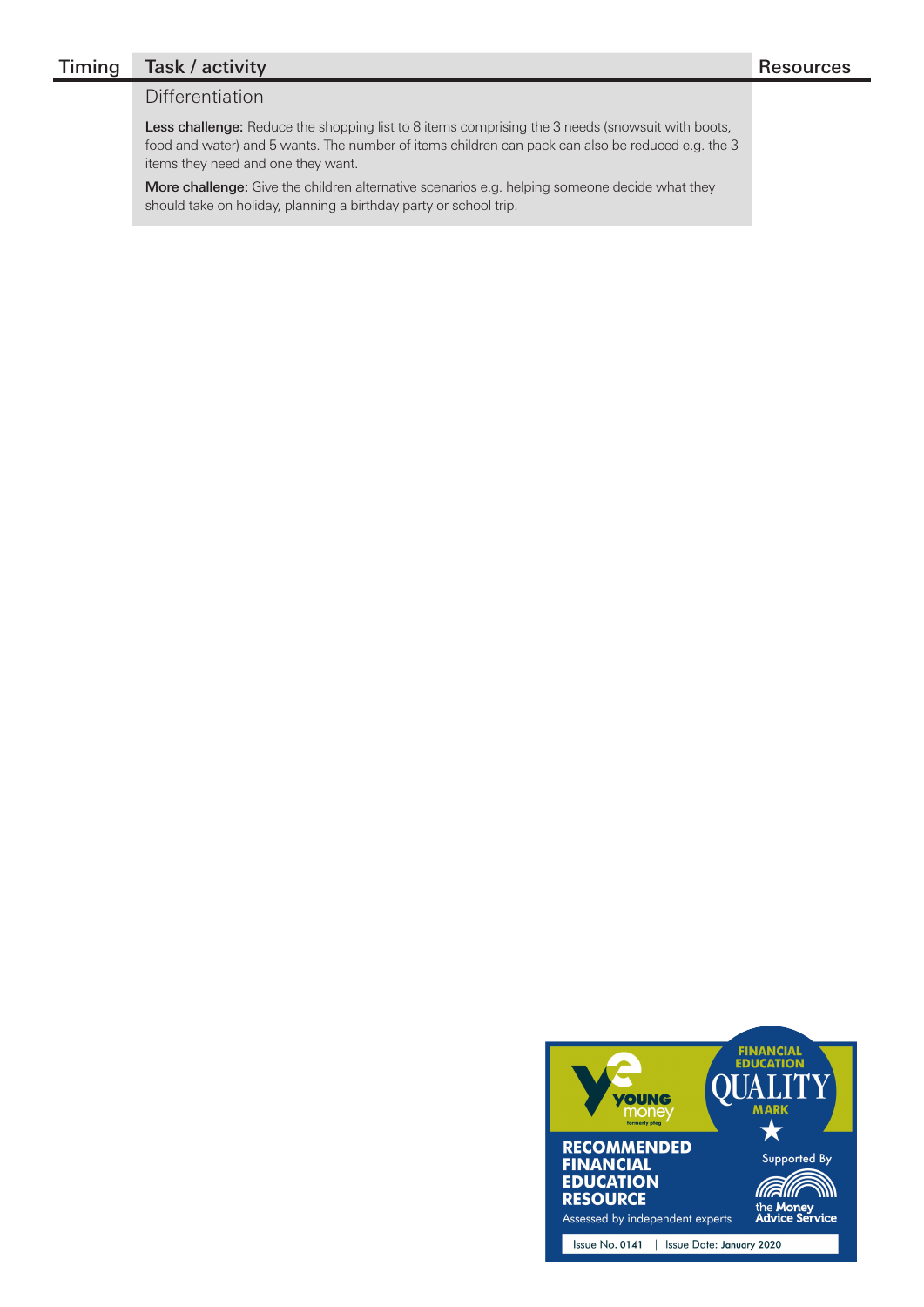| Timing | Task / activity | Resources |
|---|---|---|
| | **Differentiation**<br><br>**Less challenge:** Reduce the shopping list to 8 items comprising the 3 needs (snowsuit with boots, food and water) and 5 wants. The number of items children can pack can also be reduced e.g. the 3 items they need and one they want.<br><br>**More challenge:** Give the children alternative scenarios e.g. helping someone decide what they should take on holiday, planning a birthday party or school trip. | |

YOUNG money
formerly pfeg

FINANCIAL EDUCATION QUALITY MARK

RECOMMENDED FINANCIAL EDUCATION RESOURCE

Assessed by independent experts

Supported By the Money Advice Service

Issue No. 0141 | Issue Date: January 2020